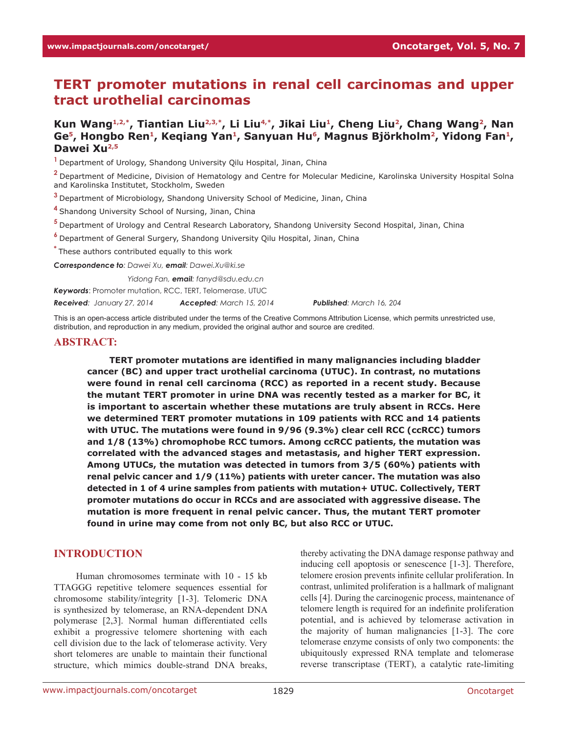# TERT promoter mutations in renal cell carcinomas and upper tract urothelial carcinomas

**Kun Wang[1,2,*], Tiantian Liu[2,3,*], Li Liu[4,*], Jikai Liu[1], Cheng Liu[2], Chang Wang[2], Nan Ge[5], Hongbo Ren[1], Keqiang Yan[1], Sanyuan Hu[6], Magnus Björkholm[2], Yidong Fan[1], Dawei Xu[2,5]**

[1] Department of Urology, Shandong University Qilu Hospital, Jinan, China

[2] Department of Medicine, Division of Hematology and Centre for Molecular Medicine, Karolinska University Hospital Solna and Karolinska Institutet, Stockholm, Sweden

[3] Department of Microbiology, Shandong University School of Medicine, Jinan, China

[4] Shandong University School of Nursing, Jinan, China

[5] Department of Urology and Central Research Laboratory, Shandong University Second Hospital, Jinan, China

[6] Department of General Surgery, Shandong University Qilu Hospital, Jinan, China

[*] These authors contributed equally to this work

***Correspondence to**: Dawei Xu, **email**: Dawei.Xu@ki.se*

*Yidong Fan, **email**: fanyd@sdu.edu.cn*

***Keywords***: Promoter mutation, RCC, TERT, Telomerase, UTUC

***Received**: January 27, 2014* ***Accepted**: March 15, 2014* ***Published**: March 16, 204*

This is an open-access article distributed under the terms of the Creative Commons Attribution License, which permits unrestricted use, distribution, and reproduction in any medium, provided the original author and source are credited.

## ABSTRACT:

**TERT promoter mutations are identified in many malignancies including bladder cancer (BC) and upper tract urothelial carcinoma (UTUC). In contrast, no mutations were found in renal cell carcinoma (RCC) as reported in a recent study. Because the mutant TERT promoter in urine DNA was recently tested as a marker for BC, it is important to ascertain whether these mutations are truly absent in RCCs. Here we determined TERT promoter mutations in 109 patients with RCC and 14 patients with UTUC. The mutations were found in 9/96 (9.3%) clear cell RCC (ccRCC) tumors and 1/8 (13%) chromophobe RCC tumors. Among ccRCC patients, the mutation was correlated with the advanced stages and metastasis, and higher TERT expression. Among UTUCs, the mutation was detected in tumors from 3/5 (60%) patients with renal pelvic cancer and 1/9 (11%) patients with ureter cancer. The mutation was also detected in 1 of 4 urine samples from patients with mutation+ UTUC. Collectively, TERT promoter mutations do occur in RCCs and are associated with aggressive disease. The mutation is more frequent in renal pelvic cancer. Thus, the mutant TERT promoter found in urine may come from not only BC, but also RCC or UTUC.**

## INTRODUCTION

Human chromosomes terminate with 10 - 15 kb TTAGGG repetitive telomere sequences essential for chromosome stability/integrity [1-3]. Telomeric DNA is synthesized by telomerase, an RNA-dependent DNA polymerase [2,3]. Normal human differentiated cells exhibit a progressive telomere shortening with each cell division due to the lack of telomerase activity. Very short telomeres are unable to maintain their functional structure, which mimics double-strand DNA breaks, thereby activating the DNA damage response pathway and inducing cell apoptosis or senescence [1-3]. Therefore, telomere erosion prevents infinite cellular proliferation. In contrast, unlimited proliferation is a hallmark of malignant cells [4]. During the carcinogenic process, maintenance of telomere length is required for an indefinite proliferation potential, and is achieved by telomerase activation in the majority of human malignancies [1-3]. The core telomerase enzyme consists of only two components: the ubiquitously expressed RNA template and telomerase reverse transcriptase (TERT), a catalytic rate-limiting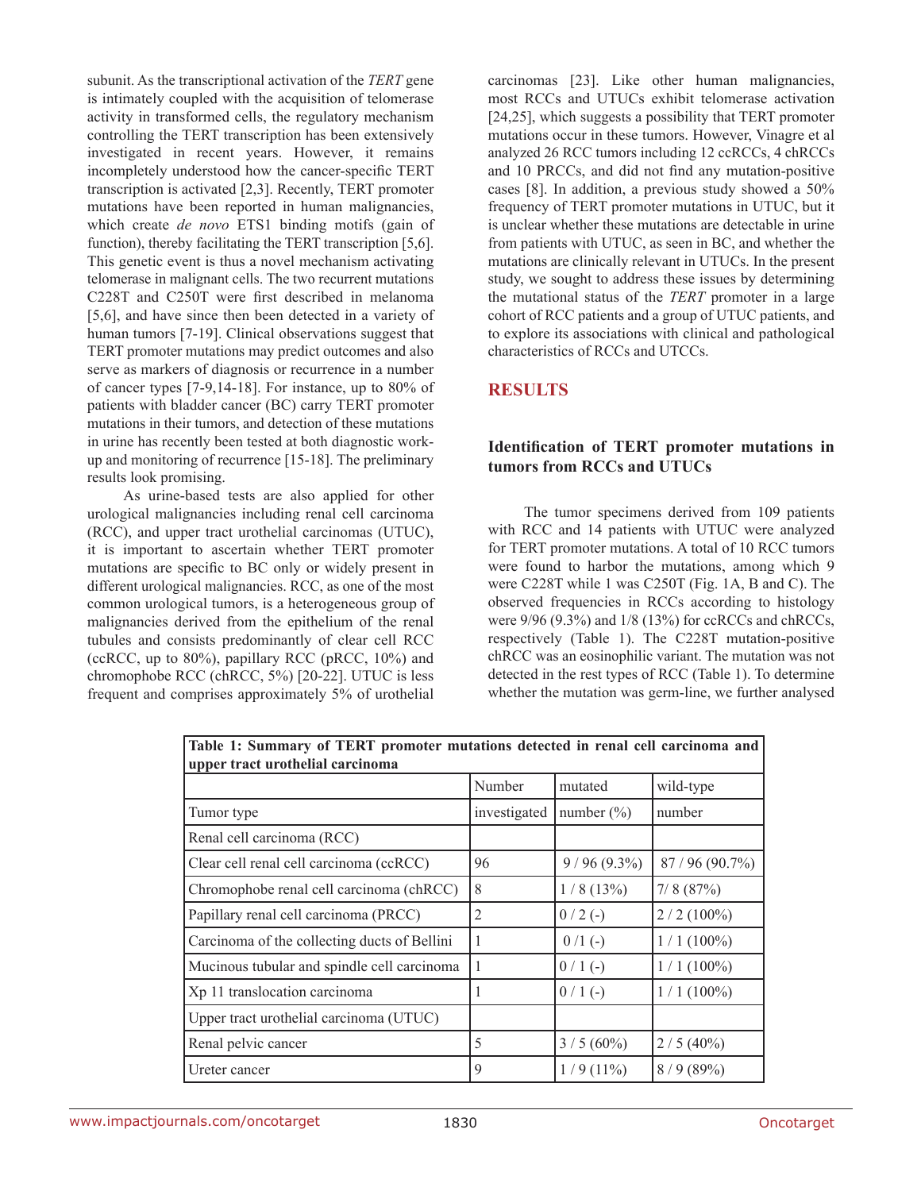subunit. As the transcriptional activation of the *TERT* gene is intimately coupled with the acquisition of telomerase activity in transformed cells, the regulatory mechanism controlling the TERT transcription has been extensively investigated in recent years. However, it remains incompletely understood how the cancer-specific TERT transcription is activated [2,3]. Recently, TERT promoter mutations have been reported in human malignancies, which create *de novo* ETS1 binding motifs (gain of function), thereby facilitating the TERT transcription [5,6]. This genetic event is thus a novel mechanism activating telomerase in malignant cells. The two recurrent mutations C228T and C250T were first described in melanoma [5,6], and have since then been detected in a variety of human tumors [7-19]. Clinical observations suggest that TERT promoter mutations may predict outcomes and also serve as markers of diagnosis or recurrence in a number of cancer types [7-9,14-18]. For instance, up to 80% of patients with bladder cancer (BC) carry TERT promoter mutations in their tumors, and detection of these mutations in urine has recently been tested at both diagnostic work-up and monitoring of recurrence [15-18]. The preliminary results look promising.

As urine-based tests are also applied for other urological malignancies including renal cell carcinoma (RCC), and upper tract urothelial carcinomas (UTUC), it is important to ascertain whether TERT promoter mutations are specific to BC only or widely present in different urological malignancies. RCC, as one of the most common urological tumors, is a heterogeneous group of malignancies derived from the epithelium of the renal tubules and consists predominantly of clear cell RCC (ccRCC, up to 80%), papillary RCC (pRCC, 10%) and chromophobe RCC (chRCC, 5%) [20-22]. UTUC is less frequent and comprises approximately 5% of urothelial carcinomas [23]. Like other human malignancies, most RCCs and UTUCs exhibit telomerase activation [24,25], which suggests a possibility that TERT promoter mutations occur in these tumors. However, Vinagre et al analyzed 26 RCC tumors including 12 ccRCCs, 4 chRCCs and 10 PRCCs, and did not find any mutation-positive cases [8]. In addition, a previous study showed a 50% frequency of TERT promoter mutations in UTUC, but it is unclear whether these mutations are detectable in urine from patients with UTUC, as seen in BC, and whether the mutations are clinically relevant in UTUCs. In the present study, we sought to address these issues by determining the mutational status of the *TERT* promoter in a large cohort of RCC patients and a group of UTUC patients, and to explore its associations with clinical and pathological characteristics of RCCs and UTCCs.

## RESULTS

### Identification of TERT promoter mutations in tumors from RCCs and UTUCs

The tumor specimens derived from 109 patients with RCC and 14 patients with UTUC were analyzed for TERT promoter mutations. A total of 10 RCC tumors were found to harbor the mutations, among which 9 were C228T while 1 was C250T (Fig. 1A, B and C). The observed frequencies in RCCs according to histology were 9/96 (9.3%) and 1/8 (13%) for ccRCCs and chRCCs, respectively (Table 1). The C228T mutation-positive chRCC was an eosinophilic variant. The mutation was not detected in the rest types of RCC (Table 1). To determine whether the mutation was germ-line, we further analysed

**Table 1: Summary of TERT promoter mutations detected in renal cell carcinoma and upper tract urothelial carcinoma**

| | Number | mutated | wild-type |
|---|---|---|---|
| Tumor type | investigated | number (%) | number |
| Renal cell carcinoma (RCC) | | | |
| Clear cell renal cell carcinoma (ccRCC) | 96 | 9 / 96 (9.3%) | 87 / 96 (90.7%) |
| Chromophobe renal cell carcinoma (chRCC) | 8 | 1 / 8 (13%) | 7/ 8 (87%) |
| Papillary renal cell carcinoma (PRCC) | 2 | 0 / 2 (-) | 2 / 2 (100%) |
| Carcinoma of the collecting ducts of Bellini | 1 | 0 /1 (-) | 1 / 1 (100%) |
| Mucinous tubular and spindle cell carcinoma | 1 | 0 / 1 (-) | 1 / 1 (100%) |
| Xp 11 translocation carcinoma | 1 | 0 / 1 (-) | 1 / 1 (100%) |
| Upper tract urothelial carcinoma (UTUC) | | | |
| Renal pelvic cancer | 5 | 3 / 5 (60%) | 2 / 5 (40%) |
| Ureter cancer | 9 | 1 / 9 (11%) | 8 / 9 (89%) |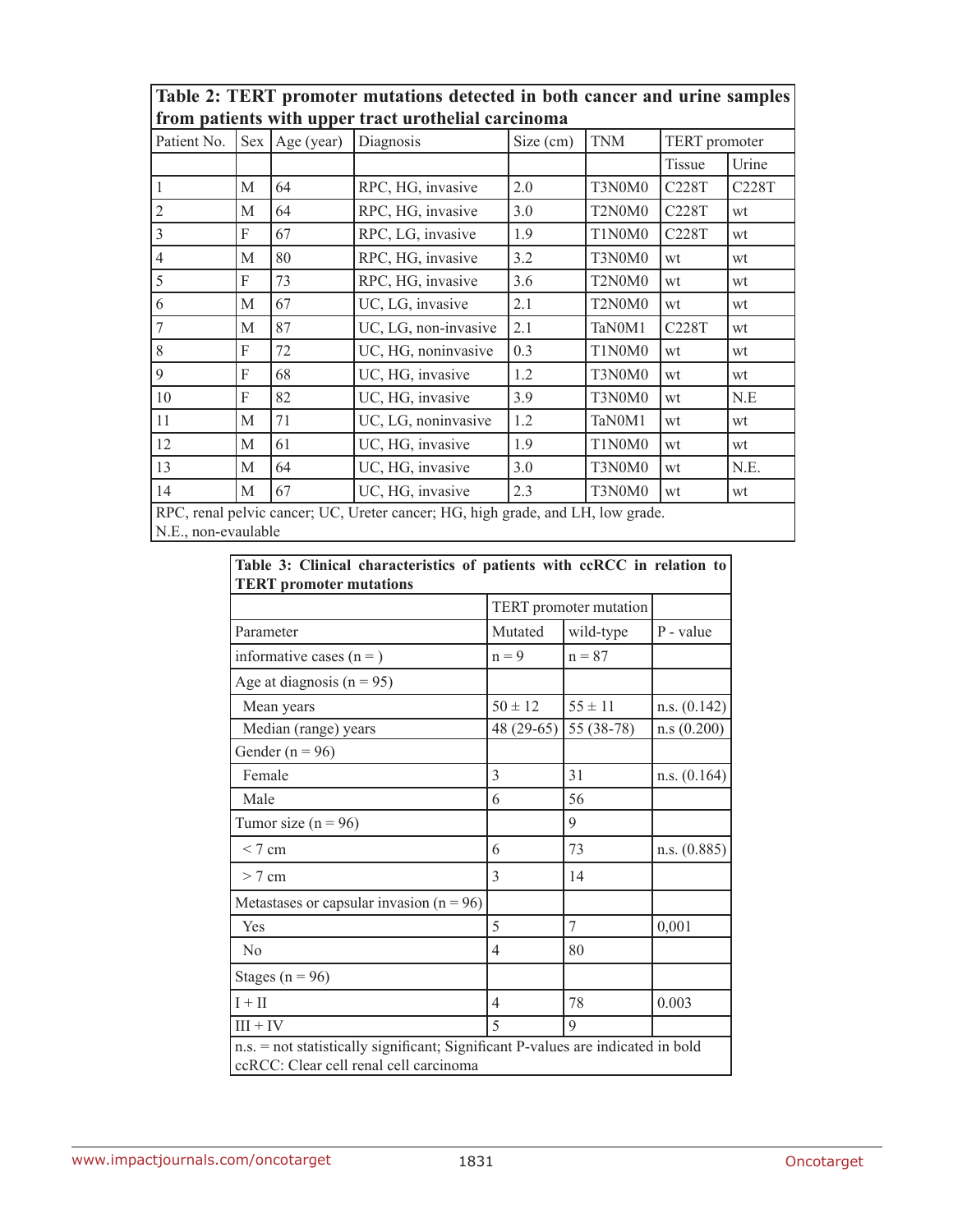**Table 2: TERT promoter mutations detected in both cancer and urine samples from patients with upper tract urothelial carcinoma**

| Patient No. | Sex | Age (year) | Diagnosis | Size (cm) | TNM | TERT promoter | |
|---|---|---|---|---|---|---|---|
| | | | | | | Tissue | Urine |
| 1 | M | 64 | RPC, HG, invasive | 2.0 | T3N0M0 | C228T | C228T |
| 2 | M | 64 | RPC, HG, invasive | 3.0 | T2N0M0 | C228T | wt |
| 3 | F | 67 | RPC, LG, invasive | 1.9 | T1N0M0 | C228T | wt |
| 4 | M | 80 | RPC, HG, invasive | 3.2 | T3N0M0 | wt | wt |
| 5 | F | 73 | RPC, HG, invasive | 3.6 | T2N0M0 | wt | wt |
| 6 | M | 67 | UC, LG, invasive | 2.1 | T2N0M0 | wt | wt |
| 7 | M | 87 | UC, LG, non-invasive | 2.1 | TaN0M1 | C228T | wt |
| 8 | F | 72 | UC, HG, noninvasive | 0.3 | T1N0M0 | wt | wt |
| 9 | F | 68 | UC, HG, invasive | 1.2 | T3N0M0 | wt | wt |
| 10 | F | 82 | UC, HG, invasive | 3.9 | T3N0M0 | wt | N.E |
| 11 | M | 71 | UC, LG, noninvasive | 1.2 | TaN0M1 | wt | wt |
| 12 | M | 61 | UC, HG, invasive | 1.9 | T1N0M0 | wt | wt |
| 13 | M | 64 | UC, HG, invasive | 3.0 | T3N0M0 | wt | N.E. |
| 14 | M | 67 | UC, HG, invasive | 2.3 | T3N0M0 | wt | wt |

RPC, renal pelvic cancer; UC, Ureter cancer; HG, high grade, and LH, low grade.
N.E., non-evaulable

**Table 3: Clinical characteristics of patients with ccRCC in relation to TERT promoter mutations**

| | TERT promoter mutation | | |
|---|---|---|---|
| Parameter | Mutated | wild-type | P - value |
| informative cases (n = ) | n = 9 | n = 87 | |
| Age at diagnosis (n = 95) | | | |
| Mean years | 50 ± 12 | 55 ± 11 | n.s. (0.142) |
| Median (range) years | 48 (29-65) | 55 (38-78) | n.s (0.200) |
| Gender (n = 96) | | | |
| Female | 3 | 31 | n.s. (0.164) |
| Male | 6 | 56 | |
| Tumor size (n = 96) | | 9 | |
| < 7 cm | 6 | 73 | n.s. (0.885) |
| > 7 cm | 3 | 14 | |
| Metastases or capsular invasion (n = 96) | | | |
| Yes | 5 | 7 | 0,001 |
| No | 4 | 80 | |
| Stages (n = 96) | | | |
| I + II | 4 | 78 | 0.003 |
| III + IV | 5 | 9 | |

n.s. = not statistically significant; Significant P-values are indicated in bold
ccRCC: Clear cell renal cell carcinoma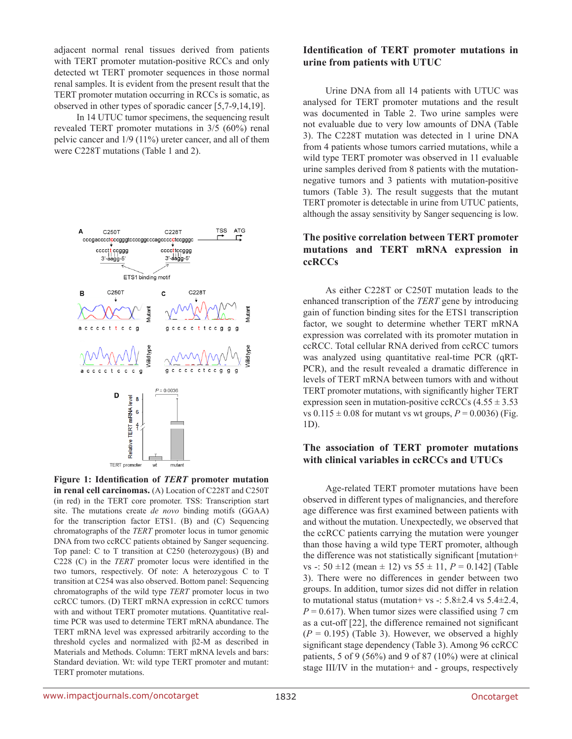adjacent normal renal tissues derived from patients with TERT promoter mutation-positive RCCs and only detected wt TERT promoter sequences in those normal renal samples. It is evident from the present result that the TERT promoter mutation occurring in RCCs is somatic, as observed in other types of sporadic cancer [5,7-9,14,19].

In 14 UTUC tumor specimens, the sequencing result revealed TERT promoter mutations in 3/5 (60%) renal pelvic cancer and 1/9 (11%) ureter cancer, and all of them were C228T mutations (Table 1 and 2).

**Figure 1: Identification of *TERT* promoter mutation in renal cell carcinomas.** (A) Location of C228T and C250T (in red) in the TERT core promoter. TSS: Transcription start site. The mutations create *de novo* binding motifs (GGAA) for the transcription factor ETS1. (B) and (C) Sequencing chromatographs of the *TERT* promoter locus in tumor genomic DNA from two ccRCC patients obtained by Sanger sequencing. Top panel: C to T transition at C250 (heterozygous) (B) and C228 (C) in the *TERT* promoter locus were identified in the two tumors, respectively. Of note: A heterozygous C to T transition at C254 was also observed. Bottom panel: Sequencing chromatographs of the wild type *TERT* promoter locus in two ccRCC tumors. (D) TERT mRNA expression in ccRCC tumors with and without TERT promoter mutations. Quantitative real-time PCR was used to determine TERT mRNA abundance. The TERT mRNA level was expressed arbitrarily according to the threshold cycles and normalized with β2-M as described in Materials and Methods. Column: TERT mRNA levels and bars: Standard deviation. Wt: wild type TERT promoter and mutant: TERT promoter mutations.

## Identification of TERT promoter mutations in urine from patients with UTUC

Urine DNA from all 14 patients with UTUC was analysed for TERT promoter mutations and the result was documented in Table 2. Two urine samples were not evaluable due to very low amounts of DNA (Table 3). The C228T mutation was detected in 1 urine DNA from 4 patients whose tumors carried mutations, while a wild type TERT promoter was observed in 11 evaluable urine samples derived from 8 patients with the mutation-negative tumors and 3 patients with mutation-positive tumors (Table 3). The result suggests that the mutant TERT promoter is detectable in urine from UTUC patients, although the assay sensitivity by Sanger sequencing is low.

## The positive correlation between TERT promoter mutations and TERT mRNA expression in ccRCCs

As either C228T or C250T mutation leads to the enhanced transcription of the *TERT* gene by introducing gain of function binding sites for the ETS1 transcription factor, we sought to determine whether TERT mRNA expression was correlated with its promoter mutation in ccRCC. Total cellular RNA derived from ccRCC tumors was analyzed using quantitative real-time PCR (qRT-PCR), and the result revealed a dramatic difference in levels of TERT mRNA between tumors with and without TERT promoter mutations, with significantly higher TERT expression seen in mutation-positive ccRCCs (4.55 ± 3.53 vs 0.115 ± 0.08 for mutant vs wt groups, $P = 0.0036$) (Fig. 1D).

## The association of TERT promoter mutations with clinical variables in ccRCCs and UTUCs

Age-related TERT promoter mutations have been observed in different types of malignancies, and therefore age difference was first examined between patients with and without the mutation. Unexpectedly, we observed that the ccRCC patients carrying the mutation were younger than those having a wild type TERT promoter, although the difference was not statistically significant [mutation+ vs -: 50 ±12 (mean ± 12) vs 55 ± 11, $P = 0.142$] (Table 3). There were no differences in gender between two groups. In addition, tumor sizes did not differ in relation to mutational status (mutation+ vs -: 5.8±2.4 vs 5.4±2.4, $P = 0.617$). When tumor sizes were classified using 7 cm as a cut-off [22], the difference remained not significant ($P = 0.195$) (Table 3). However, we observed a highly significant stage dependency (Table 3). Among 96 ccRCC patients, 5 of 9 (56%) and 9 of 87 (10%) were at clinical stage III/IV in the mutation+ and - groups, respectively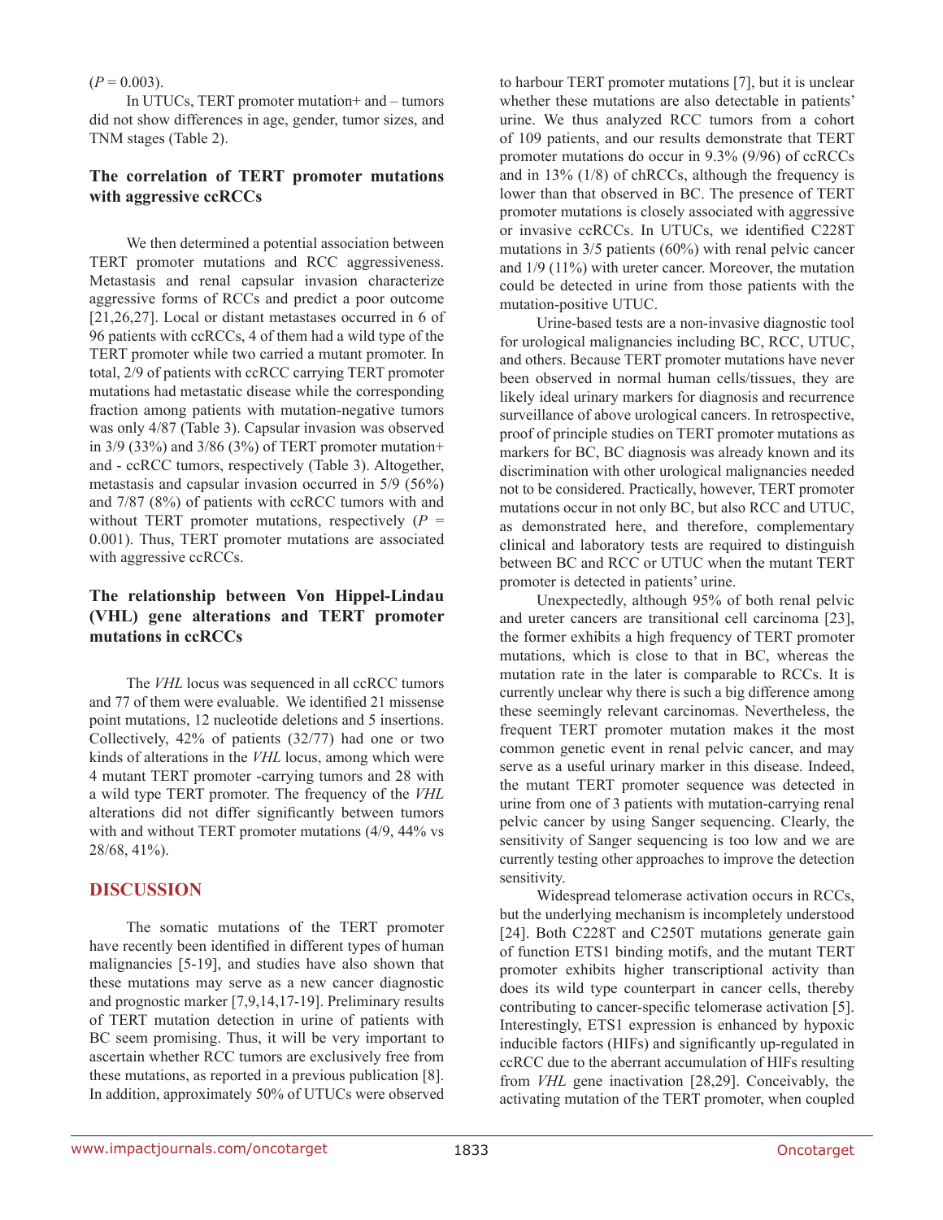($P = 0.003$).

In UTUCs, TERT promoter mutation+ and – tumors did not show differences in age, gender, tumor sizes, and TNM stages (Table 2).

### The correlation of TERT promoter mutations with aggressive ccRCCs

We then determined a potential association between TERT promoter mutations and RCC aggressiveness. Metastasis and renal capsular invasion characterize aggressive forms of RCCs and predict a poor outcome [21,26,27]. Local or distant metastases occurred in 6 of 96 patients with ccRCCs, 4 of them had a wild type of the TERT promoter while two carried a mutant promoter. In total, 2/9 of patients with ccRCC carrying TERT promoter mutations had metastatic disease while the corresponding fraction among patients with mutation-negative tumors was only 4/87 (Table 3). Capsular invasion was observed in 3/9 (33%) and 3/86 (3%) of TERT promoter mutation+ and - ccRCC tumors, respectively (Table 3). Altogether, metastasis and capsular invasion occurred in 5/9 (56%) and 7/87 (8%) of patients with ccRCC tumors with and without TERT promoter mutations, respectively ($P = 0.001$). Thus, TERT promoter mutations are associated with aggressive ccRCCs.

### The relationship between Von Hippel-Lindau (VHL) gene alterations and TERT promoter mutations in ccRCCs

The *VHL* locus was sequenced in all ccRCC tumors and 77 of them were evaluable. We identified 21 missense point mutations, 12 nucleotide deletions and 5 insertions. Collectively, 42% of patients (32/77) had one or two kinds of alterations in the *VHL* locus, among which were 4 mutant TERT promoter -carrying tumors and 28 with a wild type TERT promoter. The frequency of the *VHL* alterations did not differ significantly between tumors with and without TERT promoter mutations (4/9, 44% vs 28/68, 41%).

## DISCUSSION

The somatic mutations of the TERT promoter have recently been identified in different types of human malignancies [5-19], and studies have also shown that these mutations may serve as a new cancer diagnostic and prognostic marker [7,9,14,17-19]. Preliminary results of TERT mutation detection in urine of patients with BC seem promising. Thus, it will be very important to ascertain whether RCC tumors are exclusively free from these mutations, as reported in a previous publication [8]. In addition, approximately 50% of UTUCs were observed to harbour TERT promoter mutations [7], but it is unclear whether these mutations are also detectable in patients' urine. We thus analyzed RCC tumors from a cohort of 109 patients, and our results demonstrate that TERT promoter mutations do occur in 9.3% (9/96) of ccRCCs and in 13% (1/8) of chRCCs, although the frequency is lower than that observed in BC. The presence of TERT promoter mutations is closely associated with aggressive or invasive ccRCCs. In UTUCs, we identified C228T mutations in 3/5 patients (60%) with renal pelvic cancer and 1/9 (11%) with ureter cancer. Moreover, the mutation could be detected in urine from those patients with the mutation-positive UTUC.

Urine-based tests are a non-invasive diagnostic tool for urological malignancies including BC, RCC, UTUC, and others. Because TERT promoter mutations have never been observed in normal human cells/tissues, they are likely ideal urinary markers for diagnosis and recurrence surveillance of above urological cancers. In retrospective, proof of principle studies on TERT promoter mutations as markers for BC, BC diagnosis was already known and its discrimination with other urological malignancies needed not to be considered. Practically, however, TERT promoter mutations occur in not only BC, but also RCC and UTUC, as demonstrated here, and therefore, complementary clinical and laboratory tests are required to distinguish between BC and RCC or UTUC when the mutant TERT promoter is detected in patients' urine.

Unexpectedly, although 95% of both renal pelvic and ureter cancers are transitional cell carcinoma [23], the former exhibits a high frequency of TERT promoter mutations, which is close to that in BC, whereas the mutation rate in the later is comparable to RCCs. It is currently unclear why there is such a big difference among these seemingly relevant carcinomas. Nevertheless, the frequent TERT promoter mutation makes it the most common genetic event in renal pelvic cancer, and may serve as a useful urinary marker in this disease. Indeed, the mutant TERT promoter sequence was detected in urine from one of 3 patients with mutation-carrying renal pelvic cancer by using Sanger sequencing. Clearly, the sensitivity of Sanger sequencing is too low and we are currently testing other approaches to improve the detection sensitivity.

Widespread telomerase activation occurs in RCCs, but the underlying mechanism is incompletely understood [24]. Both C228T and C250T mutations generate gain of function ETS1 binding motifs, and the mutant TERT promoter exhibits higher transcriptional activity than does its wild type counterpart in cancer cells, thereby contributing to cancer-specific telomerase activation [5]. Interestingly, ETS1 expression is enhanced by hypoxic inducible factors (HIFs) and significantly up-regulated in ccRCC due to the aberrant accumulation of HIFs resulting from *VHL* gene inactivation [28,29]. Conceivably, the activating mutation of the TERT promoter, when coupled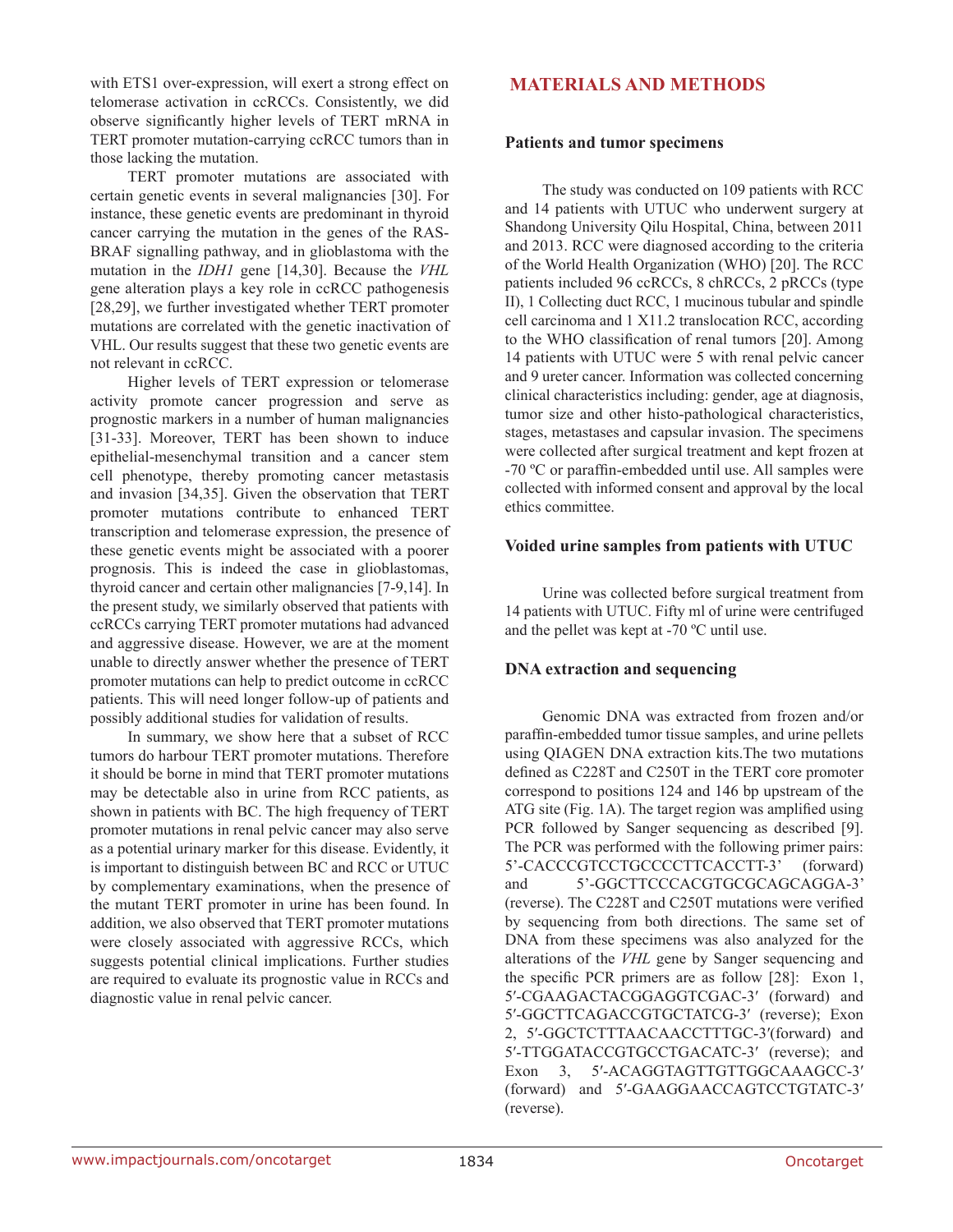with ETS1 over-expression, will exert a strong effect on telomerase activation in ccRCCs. Consistently, we did observe significantly higher levels of TERT mRNA in TERT promoter mutation-carrying ccRCC tumors than in those lacking the mutation.

TERT promoter mutations are associated with certain genetic events in several malignancies [30]. For instance, these genetic events are predominant in thyroid cancer carrying the mutation in the genes of the RAS-BRAF signalling pathway, and in glioblastoma with the mutation in the *IDH1* gene [14,30]. Because the *VHL* gene alteration plays a key role in ccRCC pathogenesis [28,29], we further investigated whether TERT promoter mutations are correlated with the genetic inactivation of VHL. Our results suggest that these two genetic events are not relevant in ccRCC.

Higher levels of TERT expression or telomerase activity promote cancer progression and serve as prognostic markers in a number of human malignancies [31-33]. Moreover, TERT has been shown to induce epithelial-mesenchymal transition and a cancer stem cell phenotype, thereby promoting cancer metastasis and invasion [34,35]. Given the observation that TERT promoter mutations contribute to enhanced TERT transcription and telomerase expression, the presence of these genetic events might be associated with a poorer prognosis. This is indeed the case in glioblastomas, thyroid cancer and certain other malignancies [7-9,14]. In the present study, we similarly observed that patients with ccRCCs carrying TERT promoter mutations had advanced and aggressive disease. However, we are at the moment unable to directly answer whether the presence of TERT promoter mutations can help to predict outcome in ccRCC patients. This will need longer follow-up of patients and possibly additional studies for validation of results.

In summary, we show here that a subset of RCC tumors do harbour TERT promoter mutations. Therefore it should be borne in mind that TERT promoter mutations may be detectable also in urine from RCC patients, as shown in patients with BC. The high frequency of TERT promoter mutations in renal pelvic cancer may also serve as a potential urinary marker for this disease. Evidently, it is important to distinguish between BC and RCC or UTUC by complementary examinations, when the presence of the mutant TERT promoter in urine has been found. In addition, we also observed that TERT promoter mutations were closely associated with aggressive RCCs, which suggests potential clinical implications. Further studies are required to evaluate its prognostic value in RCCs and diagnostic value in renal pelvic cancer.

## MATERIALS AND METHODS

### Patients and tumor specimens

The study was conducted on 109 patients with RCC and 14 patients with UTUC who underwent surgery at Shandong University Qilu Hospital, China, between 2011 and 2013. RCC were diagnosed according to the criteria of the World Health Organization (WHO) [20]. The RCC patients included 96 ccRCCs, 8 chRCCs, 2 pRCCs (type II), 1 Collecting duct RCC, 1 mucinous tubular and spindle cell carcinoma and 1 X11.2 translocation RCC, according to the WHO classification of renal tumors [20]. Among 14 patients with UTUC were 5 with renal pelvic cancer and 9 ureter cancer. Information was collected concerning clinical characteristics including: gender, age at diagnosis, tumor size and other histo-pathological characteristics, stages, metastases and capsular invasion. The specimens were collected after surgical treatment and kept frozen at -70 ºC or paraffin-embedded until use. All samples were collected with informed consent and approval by the local ethics committee.

### Voided urine samples from patients with UTUC

Urine was collected before surgical treatment from 14 patients with UTUC. Fifty ml of urine were centrifuged and the pellet was kept at -70 ºC until use.

### DNA extraction and sequencing

Genomic DNA was extracted from frozen and/or paraffin-embedded tumor tissue samples, and urine pellets using QIAGEN DNA extraction kits.The two mutations defined as C228T and C250T in the TERT core promoter correspond to positions 124 and 146 bp upstream of the ATG site (Fig. 1A). The target region was amplified using PCR followed by Sanger sequencing as described [9]. The PCR was performed with the following primer pairs: 5'-CACCCGTCCTGCCCCTTCACCTT-3' (forward) and 5'-GGCTTCCCACGTGCGCAGCAGGA-3' (reverse). The C228T and C250T mutations were verified by sequencing from both directions. The same set of DNA from these specimens was also analyzed for the alterations of the *VHL* gene by Sanger sequencing and the specific PCR primers are as follow [28]: Exon 1, 5′-CGAAGACTACGGAGGTCGAC-3′ (forward) and 5′-GGCTTCAGACCGTGCTATCG-3′ (reverse); Exon 2, 5′-GGCTCTTTAACAACCTTTGC-3′(forward) and 5′-TTGGATACCGTGCCTGACATC-3′ (reverse); and Exon 3, 5′-ACAGGTAGTTGTTGGCAAAGCC-3′ (forward) and 5′-GAAGGAACCAGTCCTGTATC-3′ (reverse).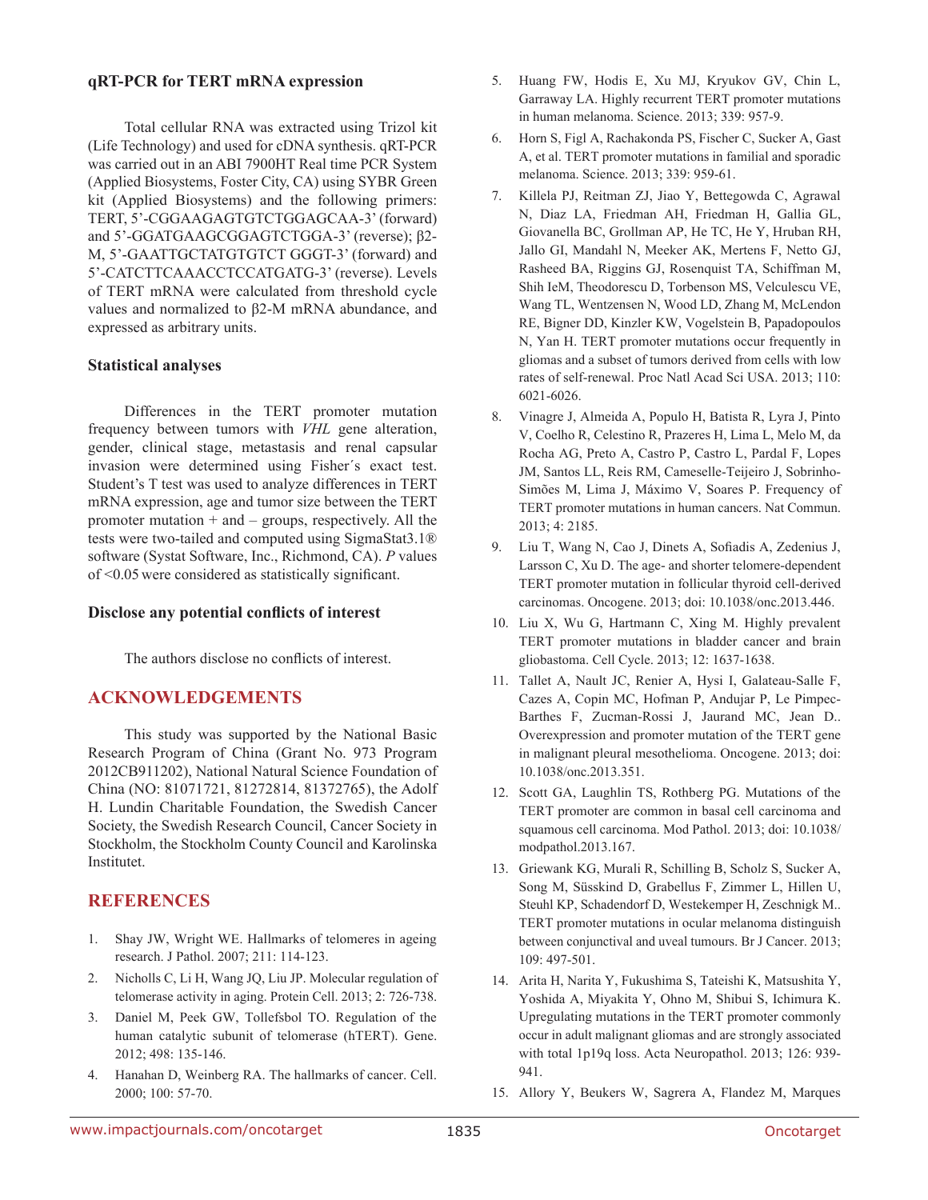### qRT-PCR for TERT mRNA expression

Total cellular RNA was extracted using Trizol kit (Life Technology) and used for cDNA synthesis. qRT-PCR was carried out in an ABI 7900HT Real time PCR System (Applied Biosystems, Foster City, CA) using SYBR Green kit (Applied Biosystems) and the following primers: TERT, 5'-CGGAAGAGTGTCTGGAGCAA-3' (forward) and 5'-GGATGAAGCGGAGTCTGGA-3' (reverse); β2-M, 5'-GAATTGCTATGTGTCT GGGT-3' (forward) and 5'-CATCTTCAAACCTCCATGATG-3' (reverse). Levels of TERT mRNA were calculated from threshold cycle values and normalized to β2-M mRNA abundance, and expressed as arbitrary units.

### Statistical analyses

Differences in the TERT promoter mutation frequency between tumors with *VHL* gene alteration, gender, clinical stage, metastasis and renal capsular invasion were determined using Fisher´s exact test. Student's T test was used to analyze differences in TERT mRNA expression, age and tumor size between the TERT promoter mutation + and – groups, respectively. All the tests were two-tailed and computed using SigmaStat3.1® software (Systat Software, Inc., Richmond, CA). *P* values of <0.05 were considered as statistically significant.

### Disclose any potential conflicts of interest

The authors disclose no conflicts of interest.

## ACKNOWLEDGEMENTS

This study was supported by the National Basic Research Program of China (Grant No. 973 Program 2012CB911202), National Natural Science Foundation of China (NO: 81071721, 81272814, 81372765), the Adolf H. Lundin Charitable Foundation, the Swedish Cancer Society, the Swedish Research Council, Cancer Society in Stockholm, the Stockholm County Council and Karolinska Institutet.

## REFERENCES

1. Shay JW, Wright WE. Hallmarks of telomeres in ageing research. J Pathol. 2007; 211: 114-123.
2. Nicholls C, Li H, Wang JQ, Liu JP. Molecular regulation of telomerase activity in aging. Protein Cell. 2013; 2: 726-738.
3. Daniel M, Peek GW, Tollefsbol TO. Regulation of the human catalytic subunit of telomerase (hTERT). Gene. 2012; 498: 135-146.
4. Hanahan D, Weinberg RA. The hallmarks of cancer. Cell. 2000; 100: 57-70.
5. Huang FW, Hodis E, Xu MJ, Kryukov GV, Chin L, Garraway LA. Highly recurrent TERT promoter mutations in human melanoma. Science. 2013; 339: 957-9.
6. Horn S, Figl A, Rachakonda PS, Fischer C, Sucker A, Gast A, et al. TERT promoter mutations in familial and sporadic melanoma. Science. 2013; 339: 959-61.
7. Killela PJ, Reitman ZJ, Jiao Y, Bettegowda C, Agrawal N, Diaz LA, Friedman AH, Friedman H, Gallia GL, Giovanella BC, Grollman AP, He TC, He Y, Hruban RH, Jallo GI, Mandahl N, Meeker AK, Mertens F, Netto GJ, Rasheed BA, Riggins GJ, Rosenquist TA, Schiffman M, Shih IeM, Theodorescu D, Torbenson MS, Velculescu VE, Wang TL, Wentzensen N, Wood LD, Zhang M, McLendon RE, Bigner DD, Kinzler KW, Vogelstein B, Papadopoulos N, Yan H. TERT promoter mutations occur frequently in gliomas and a subset of tumors derived from cells with low rates of self-renewal. Proc Natl Acad Sci USA. 2013; 110: 6021-6026.
8. Vinagre J, Almeida A, Populo H, Batista R, Lyra J, Pinto V, Coelho R, Celestino R, Prazeres H, Lima L, Melo M, da Rocha AG, Preto A, Castro P, Castro L, Pardal F, Lopes JM, Santos LL, Reis RM, Cameselle-Teijeiro J, Sobrinho-Simões M, Lima J, Máximo V, Soares P. Frequency of TERT promoter mutations in human cancers. Nat Commun. 2013; 4: 2185.
9. Liu T, Wang N, Cao J, Dinets A, Sofiadis A, Zedenius J, Larsson C, Xu D. The age- and shorter telomere-dependent TERT promoter mutation in follicular thyroid cell-derived carcinomas. Oncogene. 2013; doi: 10.1038/onc.2013.446.
10. Liu X, Wu G, Hartmann C, Xing M. Highly prevalent TERT promoter mutations in bladder cancer and brain gliobastoma. Cell Cycle. 2013; 12: 1637-1638.
11. Tallet A, Nault JC, Renier A, Hysi I, Galateau-Salle F, Cazes A, Copin MC, Hofman P, Andujar P, Le Pimpec-Barthes F, Zucman-Rossi J, Jaurand MC, Jean D.. Overexpression and promoter mutation of the TERT gene in malignant pleural mesothelioma. Oncogene. 2013; doi: 10.1038/onc.2013.351.
12. Scott GA, Laughlin TS, Rothberg PG. Mutations of the TERT promoter are common in basal cell carcinoma and squamous cell carcinoma. Mod Pathol. 2013; doi: 10.1038/ modpathol.2013.167.
13. Griewank KG, Murali R, Schilling B, Scholz S, Sucker A, Song M, Süsskind D, Grabellus F, Zimmer L, Hillen U, Steuhl KP, Schadendorf D, Westekemper H, Zeschnigk M.. TERT promoter mutations in ocular melanoma distinguish between conjunctival and uveal tumours. Br J Cancer. 2013; 109: 497-501.
14. Arita H, Narita Y, Fukushima S, Tateishi K, Matsushita Y, Yoshida A, Miyakita Y, Ohno M, Shibui S, Ichimura K. Upregulating mutations in the TERT promoter commonly occur in adult malignant gliomas and are strongly associated with total 1p19q loss. Acta Neuropathol. 2013; 126: 939-941.
15. Allory Y, Beukers W, Sagrera A, Flandez M, Marques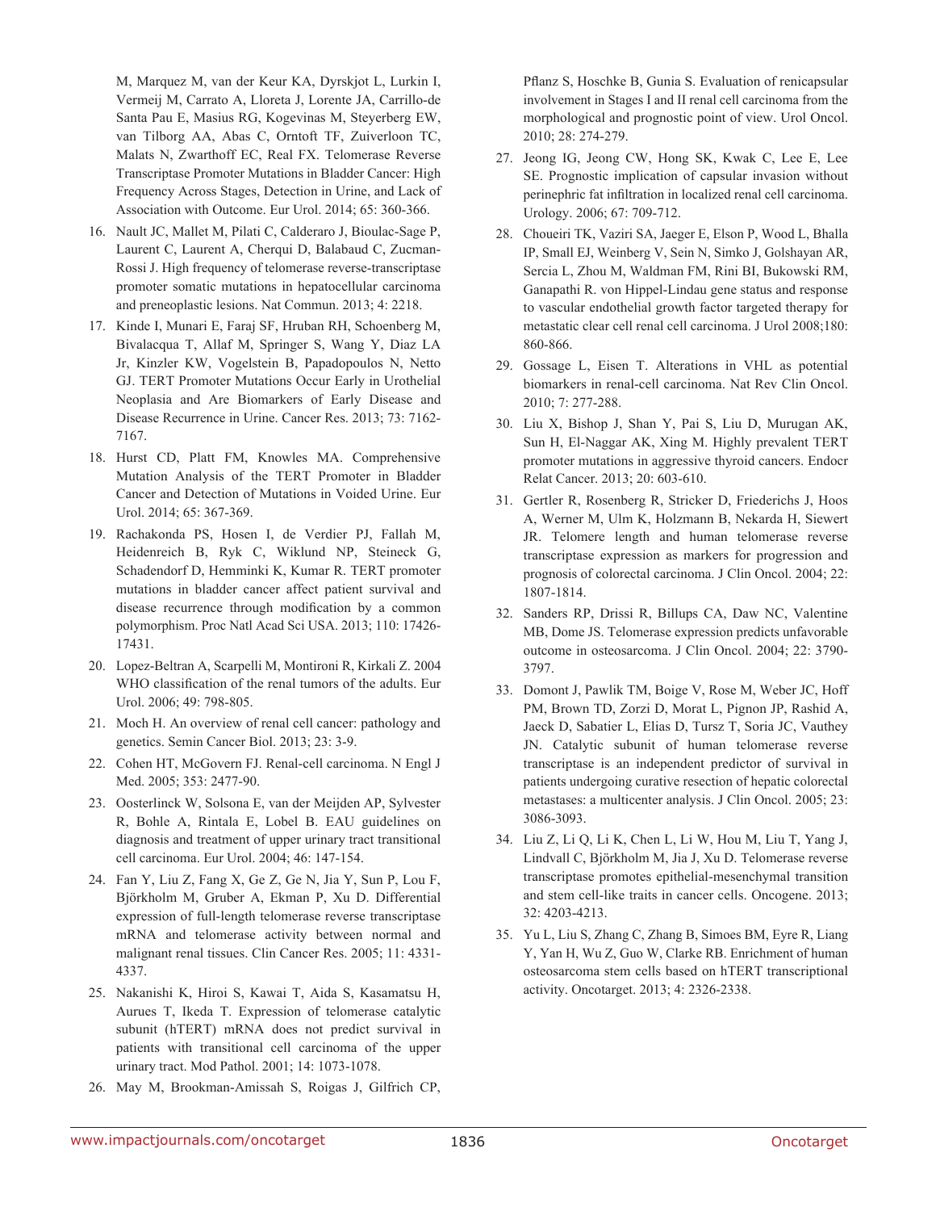M, Marquez M, van der Keur KA, Dyrskjot L, Lurkin I, Vermeij M, Carrato A, Lloreta J, Lorente JA, Carrillo-de Santa Pau E, Masius RG, Kogevinas M, Steyerberg EW, van Tilborg AA, Abas C, Orntoft TF, Zuiverloon TC, Malats N, Zwarthoff EC, Real FX. Telomerase Reverse Transcriptase Promoter Mutations in Bladder Cancer: High Frequency Across Stages, Detection in Urine, and Lack of Association with Outcome. Eur Urol. 2014; 65: 360-366.

16. Nault JC, Mallet M, Pilati C, Calderaro J, Bioulac-Sage P, Laurent C, Laurent A, Cherqui D, Balabaud C, Zucman-Rossi J. High frequency of telomerase reverse-transcriptase promoter somatic mutations in hepatocellular carcinoma and preneoplastic lesions. Nat Commun. 2013; 4: 2218.

17. Kinde I, Munari E, Faraj SF, Hruban RH, Schoenberg M, Bivalacqua T, Allaf M, Springer S, Wang Y, Diaz LA Jr, Kinzler KW, Vogelstein B, Papadopoulos N, Netto GJ. TERT Promoter Mutations Occur Early in Urothelial Neoplasia and Are Biomarkers of Early Disease and Disease Recurrence in Urine. Cancer Res. 2013; 73: 7162-7167.

18. Hurst CD, Platt FM, Knowles MA. Comprehensive Mutation Analysis of the TERT Promoter in Bladder Cancer and Detection of Mutations in Voided Urine. Eur Urol. 2014; 65: 367-369.

19. Rachakonda PS, Hosen I, de Verdier PJ, Fallah M, Heidenreich B, Ryk C, Wiklund NP, Steineck G, Schadendorf D, Hemminki K, Kumar R. TERT promoter mutations in bladder cancer affect patient survival and disease recurrence through modification by a common polymorphism. Proc Natl Acad Sci USA. 2013; 110: 17426-17431.

20. Lopez-Beltran A, Scarpelli M, Montironi R, Kirkali Z. 2004 WHO classification of the renal tumors of the adults. Eur Urol. 2006; 49: 798-805.

21. Moch H. An overview of renal cell cancer: pathology and genetics. Semin Cancer Biol. 2013; 23: 3-9.

22. Cohen HT, McGovern FJ. Renal-cell carcinoma. N Engl J Med. 2005; 353: 2477-90.

23. Oosterlinck W, Solsona E, van der Meijden AP, Sylvester R, Bohle A, Rintala E, Lobel B. EAU guidelines on diagnosis and treatment of upper urinary tract transitional cell carcinoma. Eur Urol. 2004; 46: 147-154.

24. Fan Y, Liu Z, Fang X, Ge Z, Ge N, Jia Y, Sun P, Lou F, Björkholm M, Gruber A, Ekman P, Xu D. Differential expression of full-length telomerase reverse transcriptase mRNA and telomerase activity between normal and malignant renal tissues. Clin Cancer Res. 2005; 11: 4331-4337.

25. Nakanishi K, Hiroi S, Kawai T, Aida S, Kasamatsu H, Aurues T, Ikeda T. Expression of telomerase catalytic subunit (hTERT) mRNA does not predict survival in patients with transitional cell carcinoma of the upper urinary tract. Mod Pathol. 2001; 14: 1073-1078.

26. May M, Brookman-Amissah S, Roigas J, Gilfrich CP, Pflanz S, Hoschke B, Gunia S. Evaluation of renicapsular involvement in Stages I and II renal cell carcinoma from the morphological and prognostic point of view. Urol Oncol. 2010; 28: 274-279.

27. Jeong IG, Jeong CW, Hong SK, Kwak C, Lee E, Lee SE. Prognostic implication of capsular invasion without perinephric fat infiltration in localized renal cell carcinoma. Urology. 2006; 67: 709-712.

28. Choueiri TK, Vaziri SA, Jaeger E, Elson P, Wood L, Bhalla IP, Small EJ, Weinberg V, Sein N, Simko J, Golshayan AR, Sercia L, Zhou M, Waldman FM, Rini BI, Bukowski RM, Ganapathi R. von Hippel-Lindau gene status and response to vascular endothelial growth factor targeted therapy for metastatic clear cell renal cell carcinoma. J Urol 2008;180: 860-866.

29. Gossage L, Eisen T. Alterations in VHL as potential biomarkers in renal-cell carcinoma. Nat Rev Clin Oncol. 2010; 7: 277-288.

30. Liu X, Bishop J, Shan Y, Pai S, Liu D, Murugan AK, Sun H, El-Naggar AK, Xing M. Highly prevalent TERT promoter mutations in aggressive thyroid cancers. Endocr Relat Cancer. 2013; 20: 603-610.

31. Gertler R, Rosenberg R, Stricker D, Friederichs J, Hoos A, Werner M, Ulm K, Holzmann B, Nekarda H, Siewert JR. Telomere length and human telomerase reverse transcriptase expression as markers for progression and prognosis of colorectal carcinoma. J Clin Oncol. 2004; 22: 1807-1814.

32. Sanders RP, Drissi R, Billups CA, Daw NC, Valentine MB, Dome JS. Telomerase expression predicts unfavorable outcome in osteosarcoma. J Clin Oncol. 2004; 22: 3790-3797.

33. Domont J, Pawlik TM, Boige V, Rose M, Weber JC, Hoff PM, Brown TD, Zorzi D, Morat L, Pignon JP, Rashid A, Jaeck D, Sabatier L, Elias D, Tursz T, Soria JC, Vauthey JN. Catalytic subunit of human telomerase reverse transcriptase is an independent predictor of survival in patients undergoing curative resection of hepatic colorectal metastases: a multicenter analysis. J Clin Oncol. 2005; 23: 3086-3093.

34. Liu Z, Li Q, Li K, Chen L, Li W, Hou M, Liu T, Yang J, Lindvall C, Björkholm M, Jia J, Xu D. Telomerase reverse transcriptase promotes epithelial-mesenchymal transition and stem cell-like traits in cancer cells. Oncogene. 2013; 32: 4203-4213.

35. Yu L, Liu S, Zhang C, Zhang B, Simoes BM, Eyre R, Liang Y, Yan H, Wu Z, Guo W, Clarke RB. Enrichment of human osteosarcoma stem cells based on hTERT transcriptional activity. Oncotarget. 2013; 4: 2326-2338.